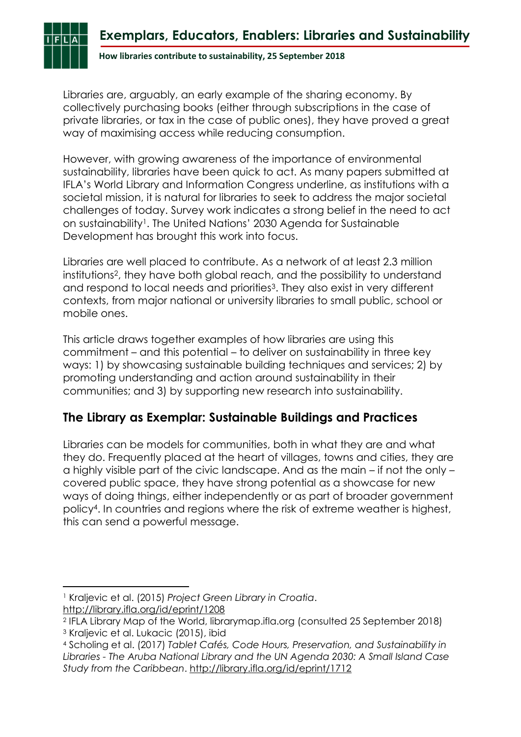# Exemplars, Educators, Enablers: Libraries and Sustainability

**How libraries contribute to sustainability, 25 September 2018**

Libraries are, arguably, an early example of the sharing economy. By collectively purchasing books (either through subscriptions in the case of private libraries, or tax in the case of public ones), they have proved a great way of maximising access while reducing consumption.

However, with growing awareness of the importance of environmental sustainability, libraries have been quick to act. As many papers submitted at IFLA's World Library and Information Congress underline, as institutions with a societal mission, it is natural for libraries to seek to address the major societal challenges of today. Survey work indicates a strong belief in the need to act on sustainability[1]. The United Nations' 2030 Agenda for Sustainable Development has brought this work into focus.

Libraries are well placed to contribute. As a network of at least 2.3 million institutions[2], they have both global reach, and the possibility to understand and respond to local needs and priorities[3]. They also exist in very different contexts, from major national or university libraries to small public, school or mobile ones.

This article draws together examples of how libraries are using this commitment – and this potential – to deliver on sustainability in three key ways: 1) by showcasing sustainable building techniques and services; 2) by promoting understanding and action around sustainability in their communities; and 3) by supporting new research into sustainability.

## The Library as Exemplar: Sustainable Buildings and Practices

Libraries can be models for communities, both in what they are and what they do. Frequently placed at the heart of villages, towns and cities, they are a highly visible part of the civic landscape. And as the main – if not the only – covered public space, they have strong potential as a showcase for new ways of doing things, either independently or as part of broader government policy[4]. In countries and regions where the risk of extreme weather is highest, this can send a powerful message.

---

[1] Kraljevic et al. (2015) *Project Green Library in Croatia*. http://library.ifla.org/id/eprint/1208

[2] IFLA Library Map of the World, librarymap.ifla.org (consulted 25 September 2018)

[3] Kraljevic et al. Lukacic (2015), ibid

[4] Scholing et al. (2017) *Tablet Cafés, Code Hours, Preservation, and Sustainability in Libraries - The Aruba National Library and the UN Agenda 2030: A Small Island Case Study from the Caribbean*. http://library.ifla.org/id/eprint/1712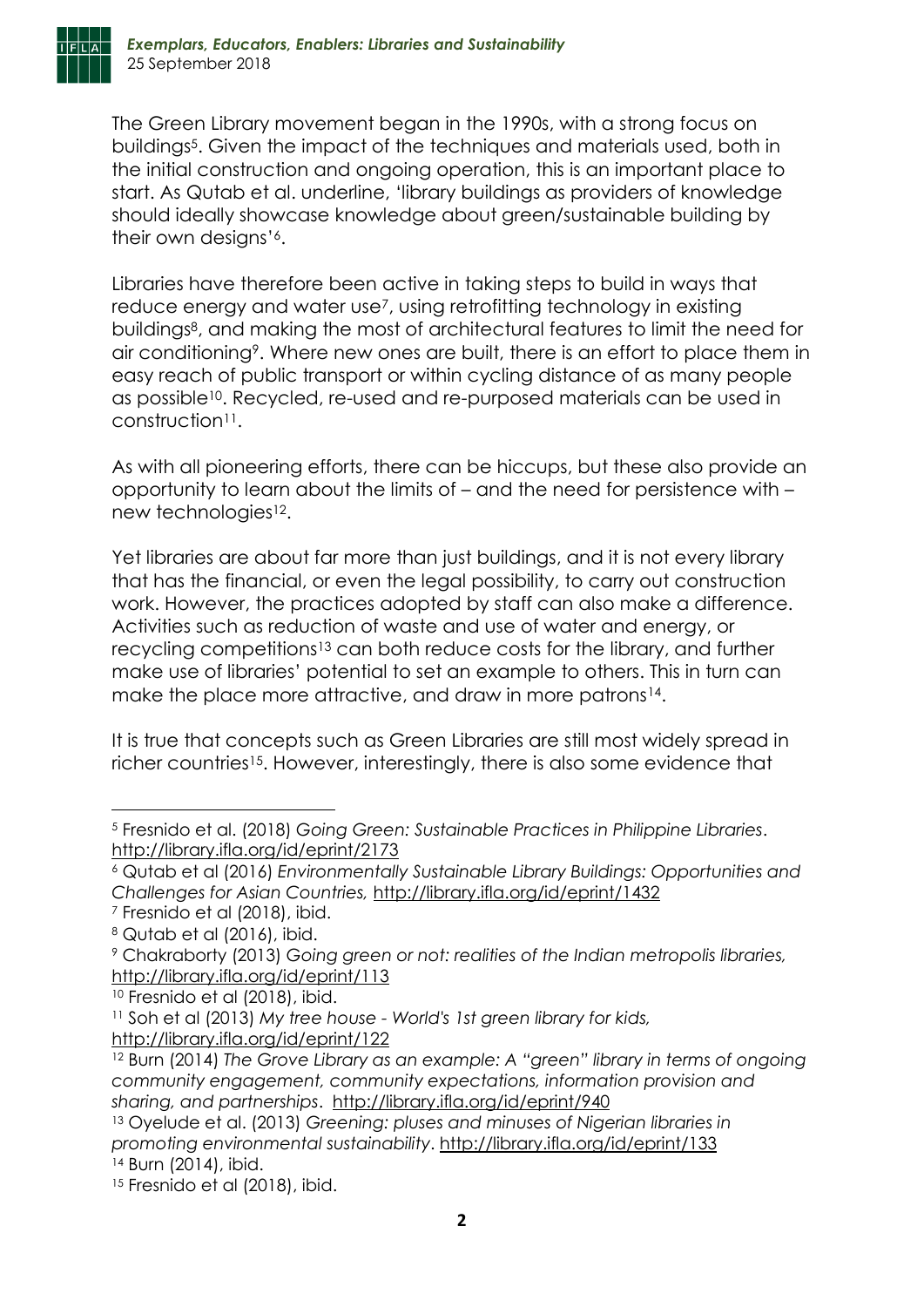The Green Library movement began in the 1990s, with a strong focus on buildings[5]. Given the impact of the techniques and materials used, both in the initial construction and ongoing operation, this is an important place to start. As Qutab et al. underline, 'library buildings as providers of knowledge should ideally showcase knowledge about green/sustainable building by their own designs'[6].

Libraries have therefore been active in taking steps to build in ways that reduce energy and water use[7], using retrofitting technology in existing buildings[8], and making the most of architectural features to limit the need for air conditioning[9]. Where new ones are built, there is an effort to place them in easy reach of public transport or within cycling distance of as many people as possible[10]. Recycled, re-used and re-purposed materials can be used in construction[11].

As with all pioneering efforts, there can be hiccups, but these also provide an opportunity to learn about the limits of – and the need for persistence with – new technologies[12].

Yet libraries are about far more than just buildings, and it is not every library that has the financial, or even the legal possibility, to carry out construction work. However, the practices adopted by staff can also make a difference. Activities such as reduction of waste and use of water and energy, or recycling competitions[13] can both reduce costs for the library, and further make use of libraries' potential to set an example to others. This in turn can make the place more attractive, and draw in more patrons[14].

It is true that concepts such as Green Libraries are still most widely spread in richer countries[15]. However, interestingly, there is also some evidence that

---

[5] Fresnido et al. (2018) *Going Green: Sustainable Practices in Philippine Libraries*. http://library.ifla.org/id/eprint/2173

[6] Qutab et al (2016) *Environmentally Sustainable Library Buildings: Opportunities and Challenges for Asian Countries,* http://library.ifla.org/id/eprint/1432

[7] Fresnido et al (2018), ibid.

[8] Qutab et al (2016), ibid.

[9] Chakraborty (2013) *Going green or not: realities of the Indian metropolis libraries,* http://library.ifla.org/id/eprint/113

[10] Fresnido et al (2018), ibid.

[11] Soh et al (2013) *My tree house - World's 1st green library for kids,* http://library.ifla.org/id/eprint/122

[12] Burn (2014) *The Grove Library as an example: A "green" library in terms of ongoing community engagement, community expectations, information provision and sharing, and partnerships*. http://library.ifla.org/id/eprint/940

[13] Oyelude et al. (2013) *Greening: pluses and minuses of Nigerian libraries in promoting environmental sustainability*. http://library.ifla.org/id/eprint/133

[14] Burn (2014), ibid.

[15] Fresnido et al (2018), ibid.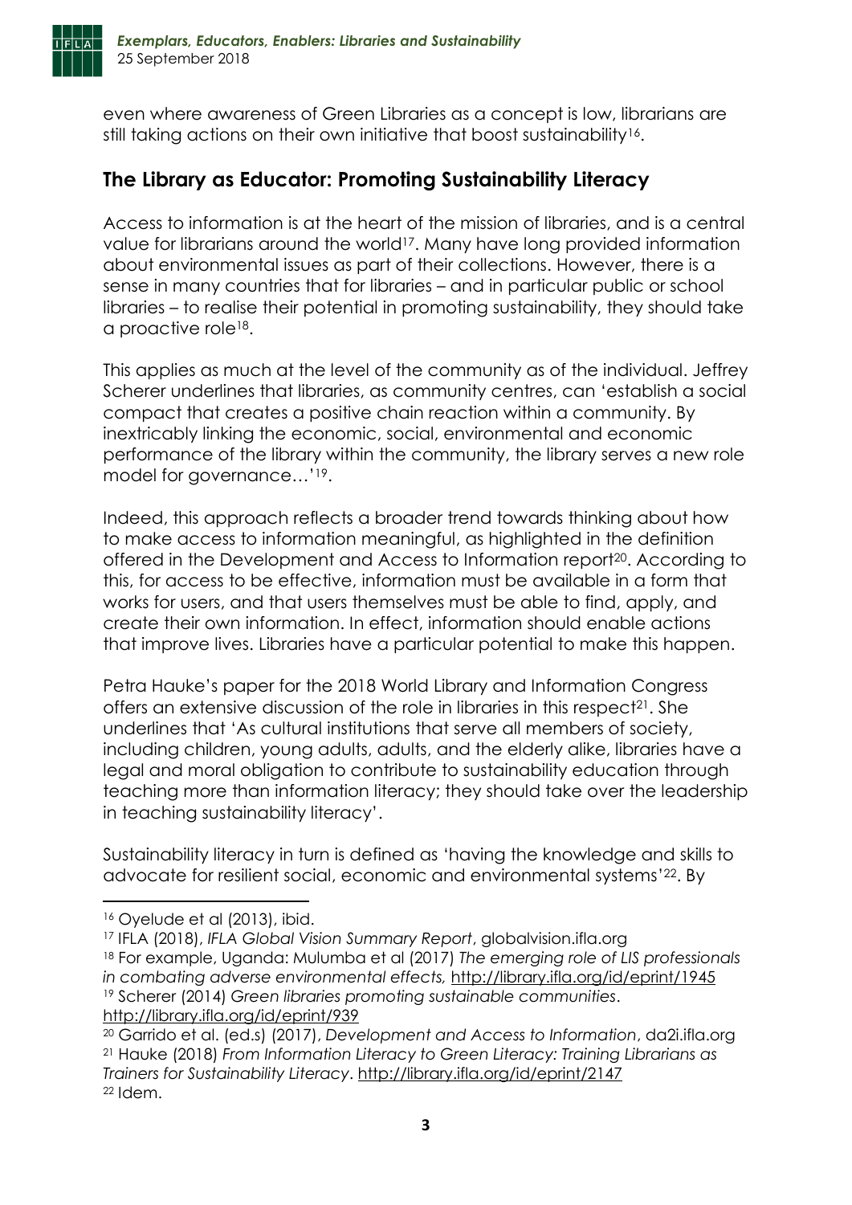even where awareness of Green Libraries as a concept is low, librarians are still taking actions on their own initiative that boost sustainability[16].

## The Library as Educator: Promoting Sustainability Literacy

Access to information is at the heart of the mission of libraries, and is a central value for librarians around the world[17]. Many have long provided information about environmental issues as part of their collections. However, there is a sense in many countries that for libraries – and in particular public or school libraries – to realise their potential in promoting sustainability, they should take a proactive role[18].

This applies as much at the level of the community as of the individual. Jeffrey Scherer underlines that libraries, as community centres, can 'establish a social compact that creates a positive chain reaction within a community. By inextricably linking the economic, social, environmental and economic performance of the library within the community, the library serves a new role model for governance…'[19].

Indeed, this approach reflects a broader trend towards thinking about how to make access to information meaningful, as highlighted in the definition offered in the Development and Access to Information report[20]. According to this, for access to be effective, information must be available in a form that works for users, and that users themselves must be able to find, apply, and create their own information. In effect, information should enable actions that improve lives. Libraries have a particular potential to make this happen.

Petra Hauke's paper for the 2018 World Library and Information Congress offers an extensive discussion of the role in libraries in this respect[21]. She underlines that 'As cultural institutions that serve all members of society, including children, young adults, adults, and the elderly alike, libraries have a legal and moral obligation to contribute to sustainability education through teaching more than information literacy; they should take over the leadership in teaching sustainability literacy'.

Sustainability literacy in turn is defined as 'having the knowledge and skills to advocate for resilient social, economic and environmental systems'[22]. By

---

[16] Oyelude et al (2013), ibid.

[17] IFLA (2018), *IFLA Global Vision Summary Report*, globalvision.ifla.org

[18] For example, Uganda: Mulumba et al (2017) *The emerging role of LIS professionals in combating adverse environmental effects,* http://library.ifla.org/id/eprint/1945

[19] Scherer (2014) *Green libraries promoting sustainable communities*. http://library.ifla.org/id/eprint/939

[20] Garrido et al. (ed.s) (2017), *Development and Access to Information*, da2i.ifla.org

[21] Hauke (2018) *From Information Literacy to Green Literacy: Training Librarians as Trainers for Sustainability Literacy*. http://library.ifla.org/id/eprint/2147

[22] Idem.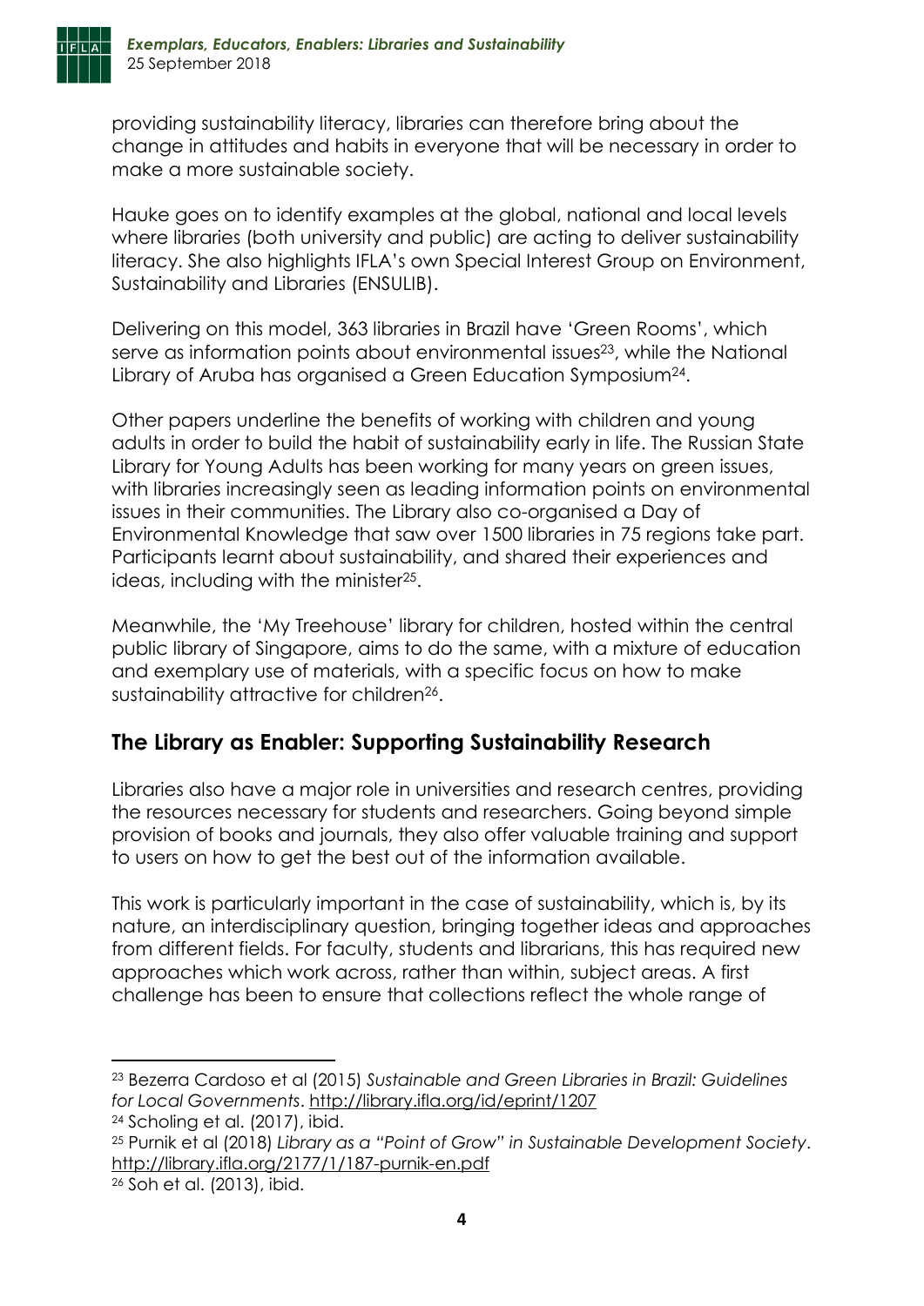providing sustainability literacy, libraries can therefore bring about the change in attitudes and habits in everyone that will be necessary in order to make a more sustainable society.

Hauke goes on to identify examples at the global, national and local levels where libraries (both university and public) are acting to deliver sustainability literacy. She also highlights IFLA's own Special Interest Group on Environment, Sustainability and Libraries (ENSULIB).

Delivering on this model, 363 libraries in Brazil have 'Green Rooms', which serve as information points about environmental issues[23], while the National Library of Aruba has organised a Green Education Symposium[24].

Other papers underline the benefits of working with children and young adults in order to build the habit of sustainability early in life. The Russian State Library for Young Adults has been working for many years on green issues, with libraries increasingly seen as leading information points on environmental issues in their communities. The Library also co-organised a Day of Environmental Knowledge that saw over 1500 libraries in 75 regions take part. Participants learnt about sustainability, and shared their experiences and ideas, including with the minister[25].

Meanwhile, the 'My Treehouse' library for children, hosted within the central public library of Singapore, aims to do the same, with a mixture of education and exemplary use of materials, with a specific focus on how to make sustainability attractive for children[26].

## The Library as Enabler: Supporting Sustainability Research

Libraries also have a major role in universities and research centres, providing the resources necessary for students and researchers. Going beyond simple provision of books and journals, they also offer valuable training and support to users on how to get the best out of the information available.

This work is particularly important in the case of sustainability, which is, by its nature, an interdisciplinary question, bringing together ideas and approaches from different fields. For faculty, students and librarians, this has required new approaches which work across, rather than within, subject areas. A first challenge has been to ensure that collections reflect the whole range of

---

[23] Bezerra Cardoso et al (2015) *Sustainable and Green Libraries in Brazil: Guidelines for Local Governments*. http://library.ifla.org/id/eprint/1207

[24] Scholing et al. (2017), ibid.

[25] Purnik et al (2018) *Library as a "Point of Grow" in Sustainable Development Society*. http://library.ifla.org/2177/1/187-purnik-en.pdf

[26] Soh et al. (2013), ibid.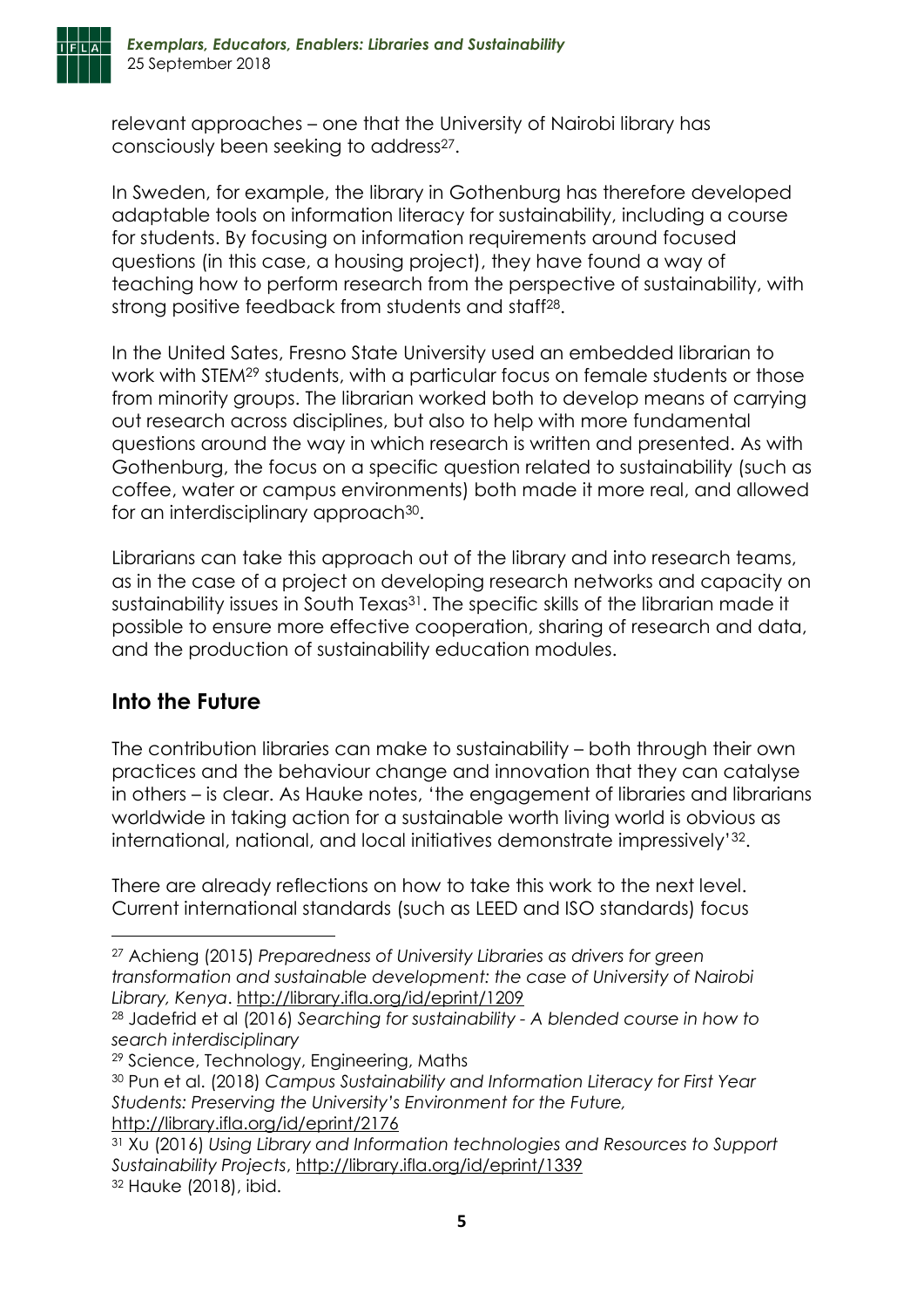relevant approaches – one that the University of Nairobi library has consciously been seeking to address[27].

In Sweden, for example, the library in Gothenburg has therefore developed adaptable tools on information literacy for sustainability, including a course for students. By focusing on information requirements around focused questions (in this case, a housing project), they have found a way of teaching how to perform research from the perspective of sustainability, with strong positive feedback from students and staff[28].

In the United Sates, Fresno State University used an embedded librarian to work with STEM[29] students, with a particular focus on female students or those from minority groups. The librarian worked both to develop means of carrying out research across disciplines, but also to help with more fundamental questions around the way in which research is written and presented. As with Gothenburg, the focus on a specific question related to sustainability (such as coffee, water or campus environments) both made it more real, and allowed for an interdisciplinary approach[30].

Librarians can take this approach out of the library and into research teams, as in the case of a project on developing research networks and capacity on sustainability issues in South Texas[31]. The specific skills of the librarian made it possible to ensure more effective cooperation, sharing of research and data, and the production of sustainability education modules.

## Into the Future

The contribution libraries can make to sustainability – both through their own practices and the behaviour change and innovation that they can catalyse in others – is clear. As Hauke notes, 'the engagement of libraries and librarians worldwide in taking action for a sustainable worth living world is obvious as international, national, and local initiatives demonstrate impressively'[32].

There are already reflections on how to take this work to the next level. Current international standards (such as LEED and ISO standards) focus

---

[27] Achieng (2015) *Preparedness of University Libraries as drivers for green transformation and sustainable development: the case of University of Nairobi Library, Kenya*. http://library.ifla.org/id/eprint/1209

[28] Jadefrid et al (2016) *Searching for sustainability - A blended course in how to search interdisciplinary*

[29] Science, Technology, Engineering, Maths

[30] Pun et al. (2018) *Campus Sustainability and Information Literacy for First Year Students: Preserving the University's Environment for the Future,* http://library.ifla.org/id/eprint/2176

[31] Xu (2016) *Using Library and Information technologies and Resources to Support Sustainability Projects*, http://library.ifla.org/id/eprint/1339

[32] Hauke (2018), ibid.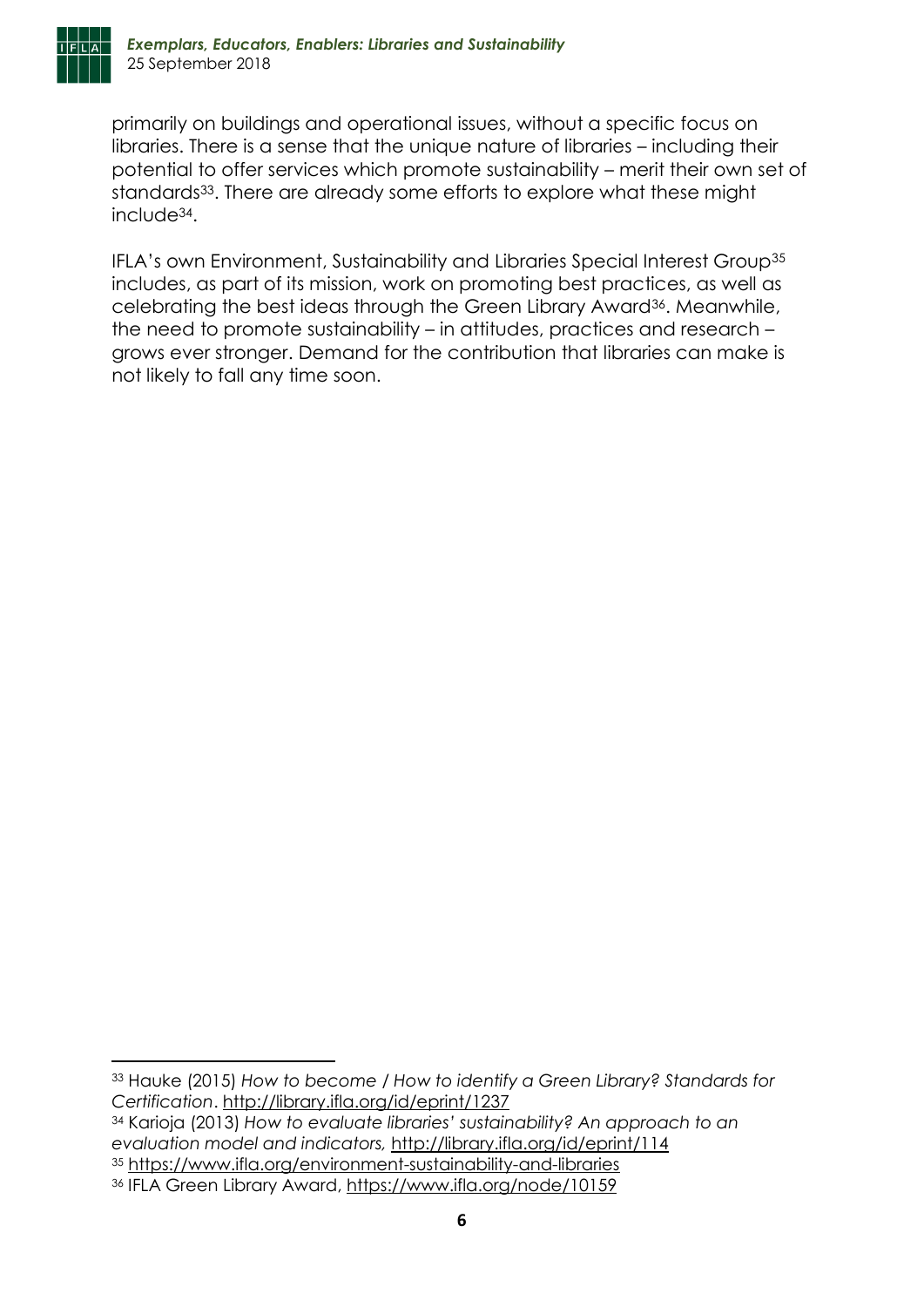primarily on buildings and operational issues, without a specific focus on libraries. There is a sense that the unique nature of libraries – including their potential to offer services which promote sustainability – merit their own set of standards[33]. There are already some efforts to explore what these might include[34].

IFLA's own Environment, Sustainability and Libraries Special Interest Group[35] includes, as part of its mission, work on promoting best practices, as well as celebrating the best ideas through the Green Library Award[36]. Meanwhile, the need to promote sustainability – in attitudes, practices and research – grows ever stronger. Demand for the contribution that libraries can make is not likely to fall any time soon.

---

[33] Hauke (2015) *How to become / How to identify a Green Library? Standards for Certification*. http://library.ifla.org/id/eprint/1237

[34] Karioja (2013) *How to evaluate libraries' sustainability? An approach to an evaluation model and indicators,* http://library.ifla.org/id/eprint/114

[35] https://www.ifla.org/environment-sustainability-and-libraries

[36] IFLA Green Library Award, https://www.ifla.org/node/10159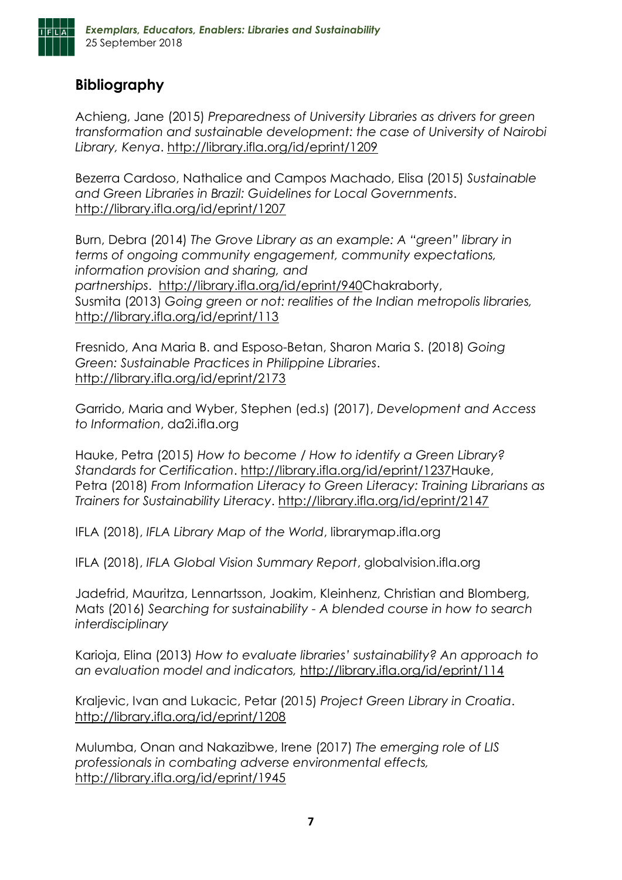## Bibliography

Achieng, Jane (2015) *Preparedness of University Libraries as drivers for green transformation and sustainable development: the case of University of Nairobi Library, Kenya*. http://library.ifla.org/id/eprint/1209

Bezerra Cardoso, Nathalice and Campos Machado, Elisa (2015) *Sustainable and Green Libraries in Brazil: Guidelines for Local Governments*. http://library.ifla.org/id/eprint/1207

Burn, Debra (2014) *The Grove Library as an example: A "green" library in terms of ongoing community engagement, community expectations, information provision and sharing, and partnerships*. http://library.ifla.org/id/eprint/940Chakraborty, Susmita (2013) *Going green or not: realities of the Indian metropolis libraries,* http://library.ifla.org/id/eprint/113

Fresnido, Ana Maria B. and Esposo-Betan, Sharon Maria S. (2018) *Going Green: Sustainable Practices in Philippine Libraries*. http://library.ifla.org/id/eprint/2173

Garrido, Maria and Wyber, Stephen (ed.s) (2017), *Development and Access to Information*, da2i.ifla.org

Hauke, Petra (2015) *How to become / How to identify a Green Library? Standards for Certification*. http://library.ifla.org/id/eprint/1237Hauke, Petra (2018) *From Information Literacy to Green Literacy: Training Librarians as Trainers for Sustainability Literacy*. http://library.ifla.org/id/eprint/2147

IFLA (2018), *IFLA Library Map of the World*, librarymap.ifla.org

IFLA (2018), *IFLA Global Vision Summary Report*, globalvision.ifla.org

Jadefrid, Mauritza, Lennartsson, Joakim, Kleinhenz, Christian and Blomberg, Mats (2016) *Searching for sustainability - A blended course in how to search interdisciplinary*

Karioja, Elina (2013) *How to evaluate libraries' sustainability? An approach to an evaluation model and indicators,* http://library.ifla.org/id/eprint/114

Kraljevic, Ivan and Lukacic, Petar (2015) *Project Green Library in Croatia*. http://library.ifla.org/id/eprint/1208

Mulumba, Onan and Nakazibwe, Irene (2017) *The emerging role of LIS professionals in combating adverse environmental effects,* http://library.ifla.org/id/eprint/1945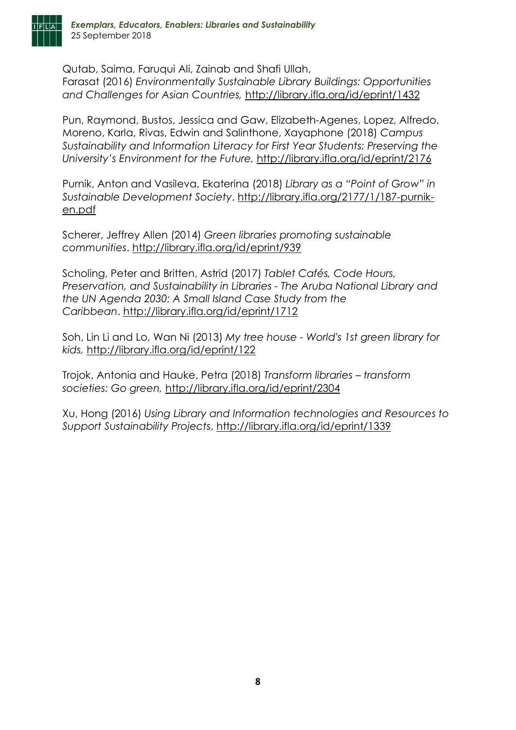Qutab, Saima, Faruqui Ali, Zainab and Shafi Ullah, Farasat (2016) *Environmentally Sustainable Library Buildings: Opportunities and Challenges for Asian Countries,* http://library.ifla.org/id/eprint/1432

Pun, Raymond, Bustos, Jessica and Gaw, Elizabeth-Agenes, Lopez, Alfredo, Moreno, Karla, Rivas, Edwin and Salinthone, Xayaphone (2018) *Campus Sustainability and Information Literacy for First Year Students: Preserving the University's Environment for the Future,* http://library.ifla.org/id/eprint/2176

Purnik, Anton and Vasileva, Ekaterina (2018) *Library as a "Point of Grow" in Sustainable Development Society*. http://library.ifla.org/2177/1/187-purnik-en.pdf

Scherer, Jeffrey Allen (2014) *Green libraries promoting sustainable communities*. http://library.ifla.org/id/eprint/939

Scholing, Peter and Britten, Astrid (2017) *Tablet Cafés, Code Hours, Preservation, and Sustainability in Libraries - The Aruba National Library and the UN Agenda 2030: A Small Island Case Study from the Caribbean*. http://library.ifla.org/id/eprint/1712

Soh, Lin Li and Lo, Wan Ni (2013) *My tree house - World's 1st green library for kids,* http://library.ifla.org/id/eprint/122

Trojok, Antonia and Hauke, Petra (2018) *Transform libraries – transform societies: Go green,* http://library.ifla.org/id/eprint/2304

Xu, Hong (2016) *Using Library and Information technologies and Resources to Support Sustainability Projects*, http://library.ifla.org/id/eprint/1339